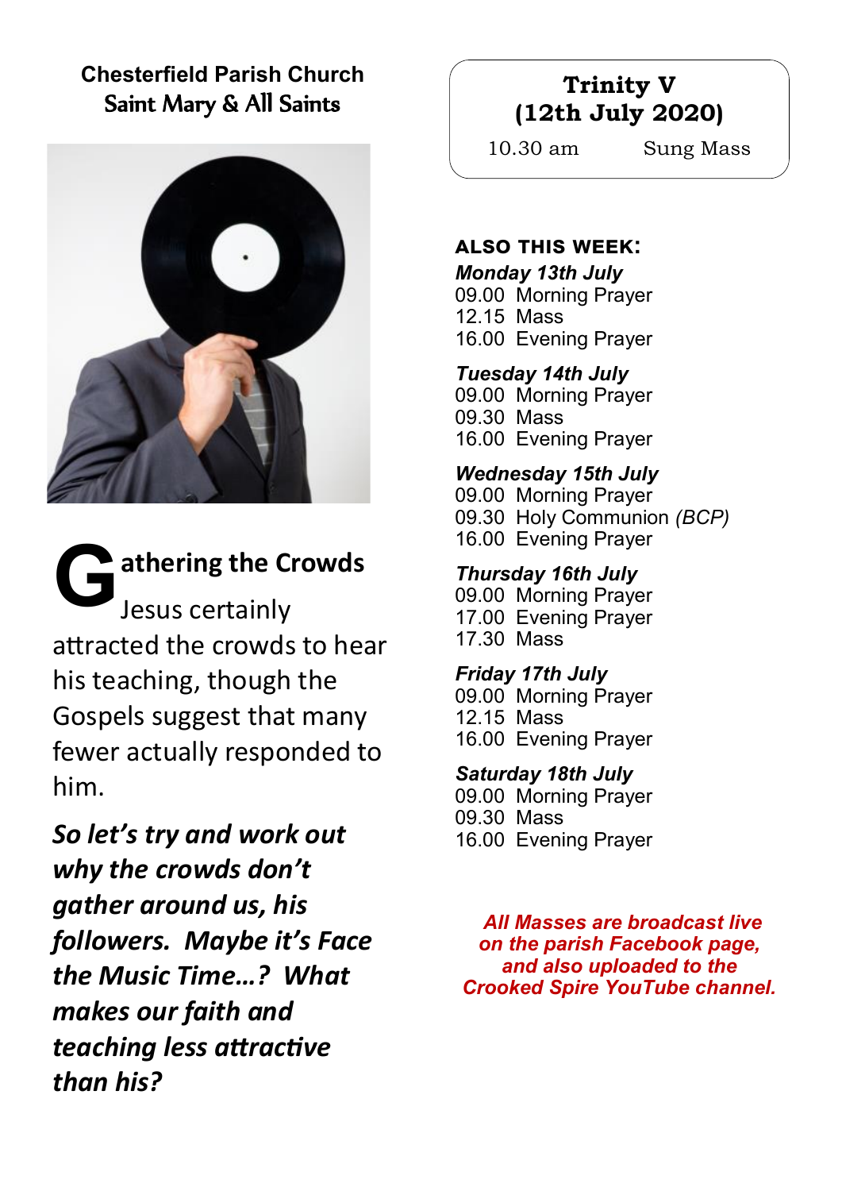**Chesterfield Parish Church**
Saint Mary & All Saints

## Gathering the Crowds

Jesus certainly attracted the crowds to hear his teaching, though the Gospels suggest that many fewer actually responded to him.

***So let's try and work out why the crowds don't gather around us, his followers. Maybe it's Face the Music Time…? What makes our faith and teaching less attractive than his?***

## Trinity V (12th July 2020)

10.30 am — Sung Mass

### ALSO THIS WEEK:

***Monday 13th July***
09.00 Morning Prayer
12.15 Mass
16.00 Evening Prayer

***Tuesday 14th July***
09.00 Morning Prayer
09.30 Mass
16.00 Evening Prayer

***Wednesday 15th July***
09.00 Morning Prayer
09.30 Holy Communion *(BCP)*
16.00 Evening Prayer

***Thursday 16th July***
09.00 Morning Prayer
17.00 Evening Prayer
17.30 Mass

***Friday 17th July***
09.00 Morning Prayer
12.15 Mass
16.00 Evening Prayer

***Saturday 18th July***
09.00 Morning Prayer
09.30 Mass
16.00 Evening Prayer

***All Masses are broadcast live on the parish Facebook page, and also uploaded to the Crooked Spire YouTube channel.***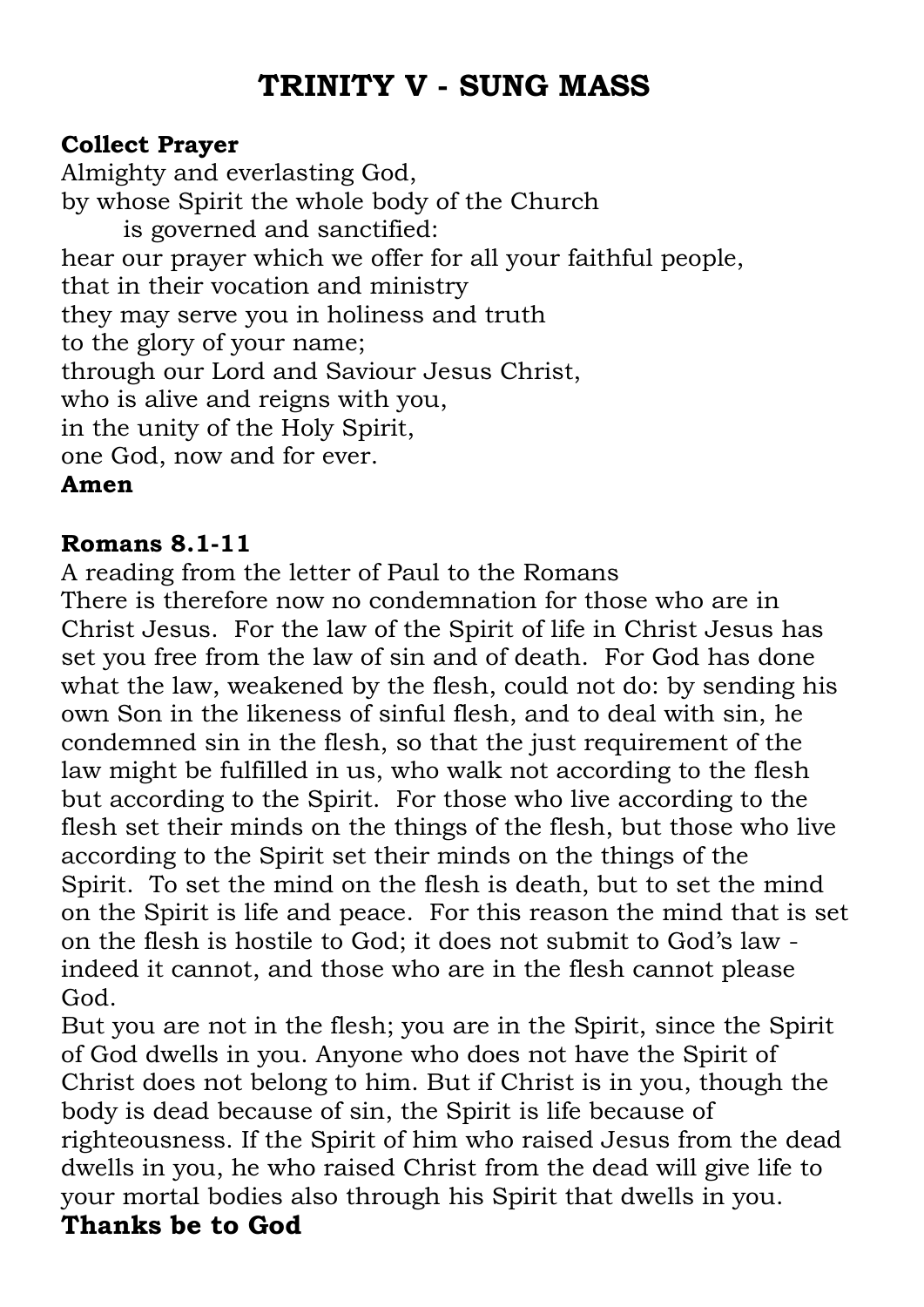# TRINITY V - SUNG MASS

**Collect Prayer**

Almighty and everlasting God,
by whose Spirit the whole body of the Church
is governed and sanctified:
hear our prayer which we offer for all your faithful people,
that in their vocation and ministry
they may serve you in holiness and truth
to the glory of your name;
through our Lord and Saviour Jesus Christ,
who is alive and reigns with you,
in the unity of the Holy Spirit,
one God, now and for ever.
**Amen**

**Romans 8.1-11**

A reading from the letter of Paul to the Romans
There is therefore now no condemnation for those who are in Christ Jesus. For the law of the Spirit of life in Christ Jesus has set you free from the law of sin and of death. For God has done what the law, weakened by the flesh, could not do: by sending his own Son in the likeness of sinful flesh, and to deal with sin, he condemned sin in the flesh, so that the just requirement of the law might be fulfilled in us, who walk not according to the flesh but according to the Spirit. For those who live according to the flesh set their minds on the things of the flesh, but those who live according to the Spirit set their minds on the things of the Spirit. To set the mind on the flesh is death, but to set the mind on the Spirit is life and peace. For this reason the mind that is set on the flesh is hostile to God; it does not submit to God's law - indeed it cannot, and those who are in the flesh cannot please God.

But you are not in the flesh; you are in the Spirit, since the Spirit of God dwells in you. Anyone who does not have the Spirit of Christ does not belong to him. But if Christ is in you, though the body is dead because of sin, the Spirit is life because of righteousness. If the Spirit of him who raised Jesus from the dead dwells in you, he who raised Christ from the dead will give life to your mortal bodies also through his Spirit that dwells in you.

**Thanks be to God**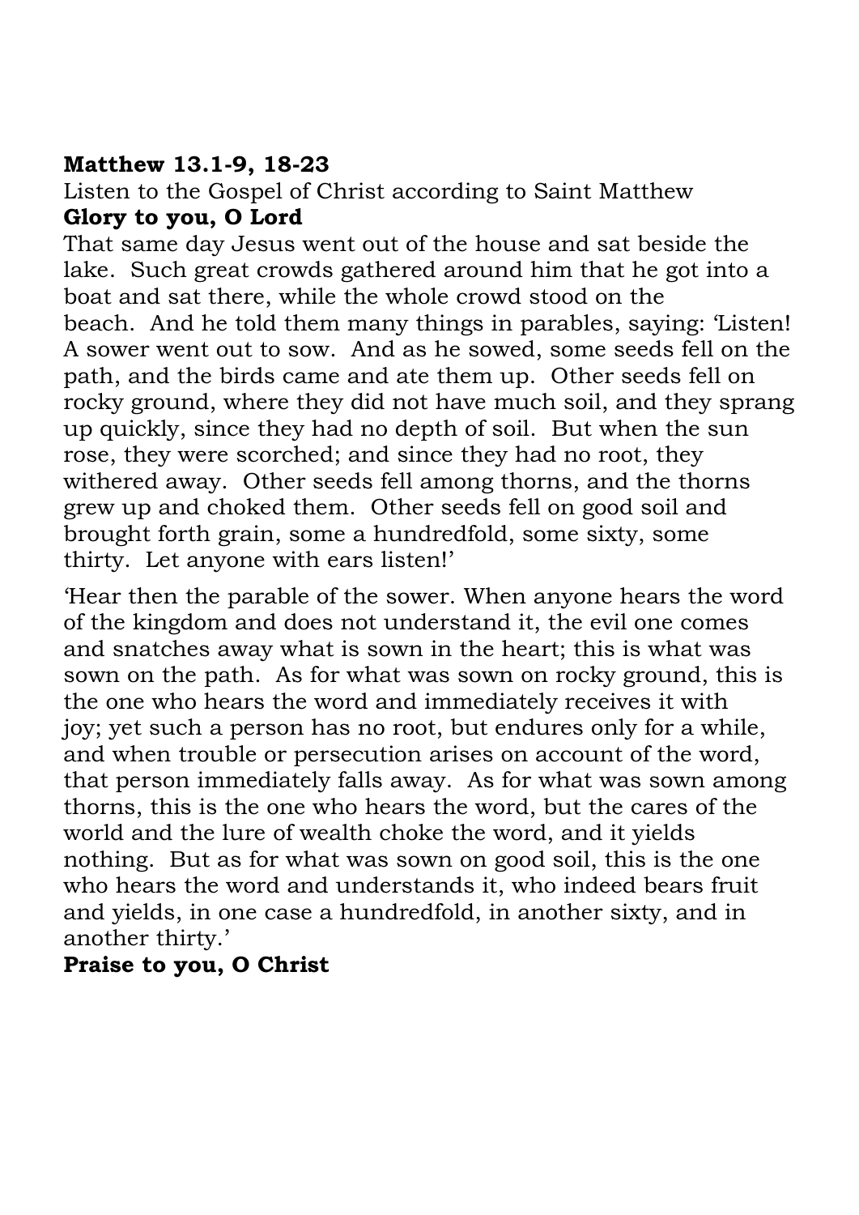**Matthew 13.1-9, 18-23**

Listen to the Gospel of Christ according to Saint Matthew

**Glory to you, O Lord**

That same day Jesus went out of the house and sat beside the lake. Such great crowds gathered around him that he got into a boat and sat there, while the whole crowd stood on the beach. And he told them many things in parables, saying: 'Listen! A sower went out to sow. And as he sowed, some seeds fell on the path, and the birds came and ate them up. Other seeds fell on rocky ground, where they did not have much soil, and they sprang up quickly, since they had no depth of soil. But when the sun rose, they were scorched; and since they had no root, they withered away. Other seeds fell among thorns, and the thorns grew up and choked them. Other seeds fell on good soil and brought forth grain, some a hundredfold, some sixty, some thirty. Let anyone with ears listen!'

'Hear then the parable of the sower. When anyone hears the word of the kingdom and does not understand it, the evil one comes and snatches away what is sown in the heart; this is what was sown on the path. As for what was sown on rocky ground, this is the one who hears the word and immediately receives it with joy; yet such a person has no root, but endures only for a while, and when trouble or persecution arises on account of the word, that person immediately falls away. As for what was sown among thorns, this is the one who hears the word, but the cares of the world and the lure of wealth choke the word, and it yields nothing. But as for what was sown on good soil, this is the one who hears the word and understands it, who indeed bears fruit and yields, in one case a hundredfold, in another sixty, and in another thirty.'

**Praise to you, O Christ**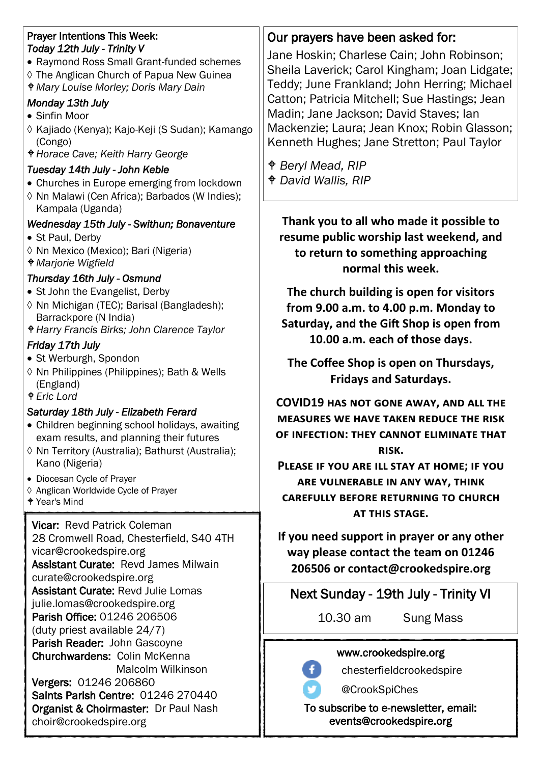Prayer Intentions This Week:

*Today 12th July - Trinity V*

- Raymond Ross Small Grant-funded schemes
- ◊ The Anglican Church of Papua New Guinea
- ⸭ *Mary Louise Morley; Doris Mary Dain*

*Monday 13th July*

- Sinfin Moor
- ◊ Kajiado (Kenya); Kajo-Keji (S Sudan); Kamango (Congo)
- ⸭ *Horace Cave; Keith Harry George*

*Tuesday 14th July - John Keble*

- Churches in Europe emerging from lockdown
- ◊ Nn Malawi (Cen Africa); Barbados (W Indies); Kampala (Uganda)

*Wednesday 15th July - Swithun; Bonaventure*

- St Paul, Derby
- ◊ Nn Mexico (Mexico); Bari (Nigeria)
- ⸭ *Marjorie Wigfield*

*Thursday 16th July - Osmund*

- St John the Evangelist, Derby
- ◊ Nn Michigan (TEC); Barisal (Bangladesh); Barrackpore (N India)
- ⸭ *Harry Francis Birks; John Clarence Taylor*

*Friday 17th July*

- St Werburgh, Spondon
- ◊ Nn Philippines (Philippines); Bath & Wells (England)
- ⸭ *Eric Lord*

*Saturday 18th July - Elizabeth Ferard*

- Children beginning school holidays, awaiting exam results, and planning their futures
- ◊ Nn Territory (Australia); Bathurst (Australia); Kano (Nigeria)

- Diocesan Cycle of Prayer
- ◊ Anglican Worldwide Cycle of Prayer
- ⸭ Year's Mind

**Vicar:** Revd Patrick Coleman
28 Cromwell Road, Chesterfield, S40 4TH
vicar@crookedspire.org
**Assistant Curate:** Revd James Milwain
curate@crookedspire.org
**Assistant Curate:** Revd Julie Lomas
julie.lomas@crookedspire.org
**Parish Office:** 01246 206506
(duty priest available 24/7)
**Parish Reader:** John Gascoyne
**Churchwardens:** Colin McKenna
Malcolm Wilkinson
**Vergers:** 01246 206860
**Saints Parish Centre:** 01246 270440
**Organist & Choirmaster:** Dr Paul Nash
choir@crookedspire.org

## Our prayers have been asked for:

Jane Hoskin; Charlese Cain; John Robinson; Sheila Laverick; Carol Kingham; Joan Lidgate; Teddy; June Frankland; John Herring; Michael Catton; Patricia Mitchell; Sue Hastings; Jean Madin; Jane Jackson; David Staves; Ian Mackenzie; Laura; Jean Knox; Robin Glasson; Kenneth Hughes; Jane Stretton; Paul Taylor

⸭ *Beryl Mead, RIP*
⸭ *David Wallis, RIP*

**Thank you to all who made it possible to resume public worship last weekend, and to return to something approaching normal this week.**

**The church building is open for visitors from 9.00 a.m. to 4.00 p.m. Monday to Saturday, and the Gift Shop is open from 10.00 a.m. each of those days.**

**The Coffee Shop is open on Thursdays, Fridays and Saturdays.**

**COVID19 HAS NOT GONE AWAY, AND ALL THE MEASURES WE HAVE TAKEN REDUCE THE RISK OF INFECTION: THEY CANNOT ELIMINATE THAT RISK.**
**PLEASE IF YOU ARE ILL STAY AT HOME; IF YOU ARE VULNERABLE IN ANY WAY, THINK CAREFULLY BEFORE RETURNING TO CHURCH AT THIS STAGE.**

**If you need support in prayer or any other way please contact the team on 01246 206506 or contact@crookedspire.org**

## Next Sunday - 19th July - Trinity VI

10.30 am Sung Mass

www.crookedspire.org
chesterfieldcrookedspire
@CrookSpiChes
To subscribe to e-newsletter, email: events@crookedspire.org